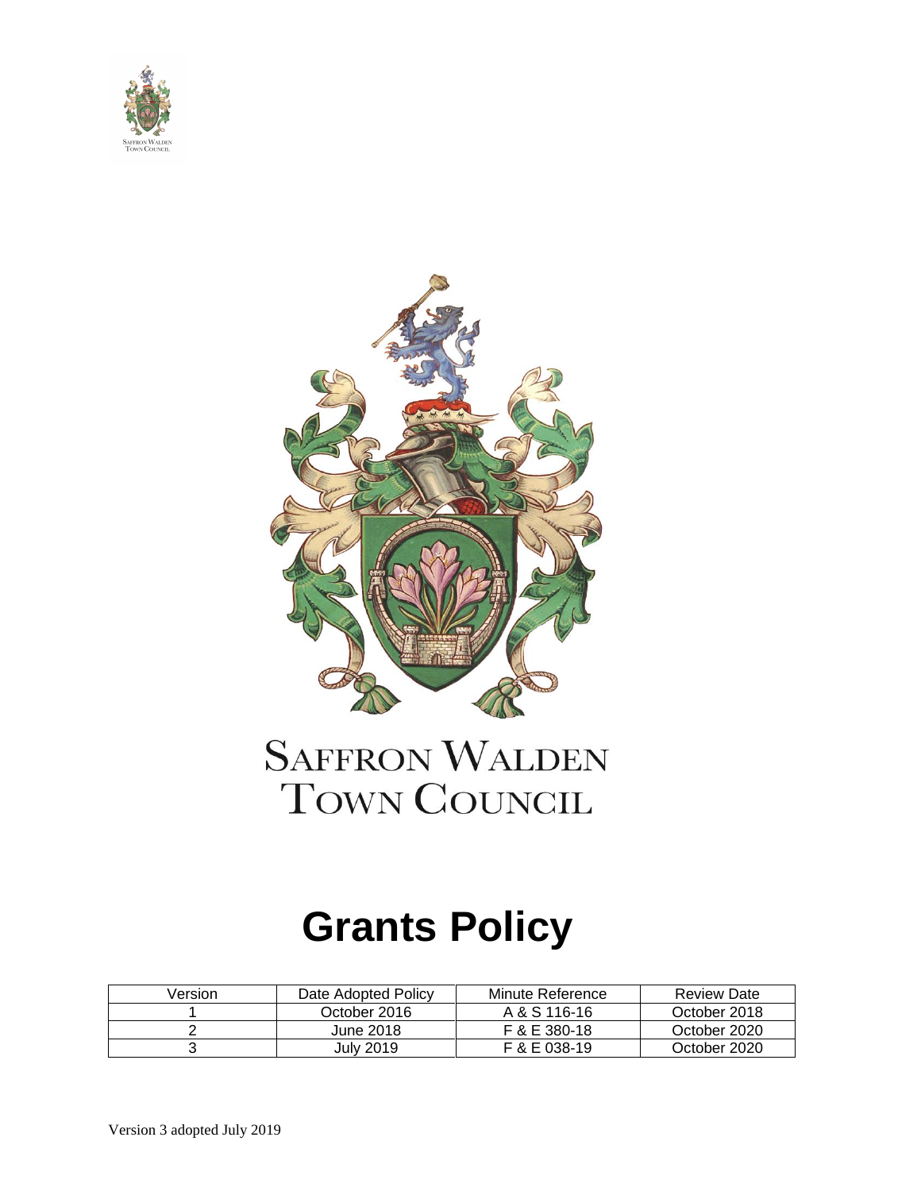SAFFRON WALDEN
TOWN COUNCIL

# Grants Policy

| Version | Date Adopted Policy | Minute Reference | Review Date |
|---|---|---|---|
| 1 | October 2016 | A & S 116-16 | October 2018 |
| 2 | June 2018 | F & E 380-18 | October 2020 |
| 3 | July 2019 | F & E 038-19 | October 2020 |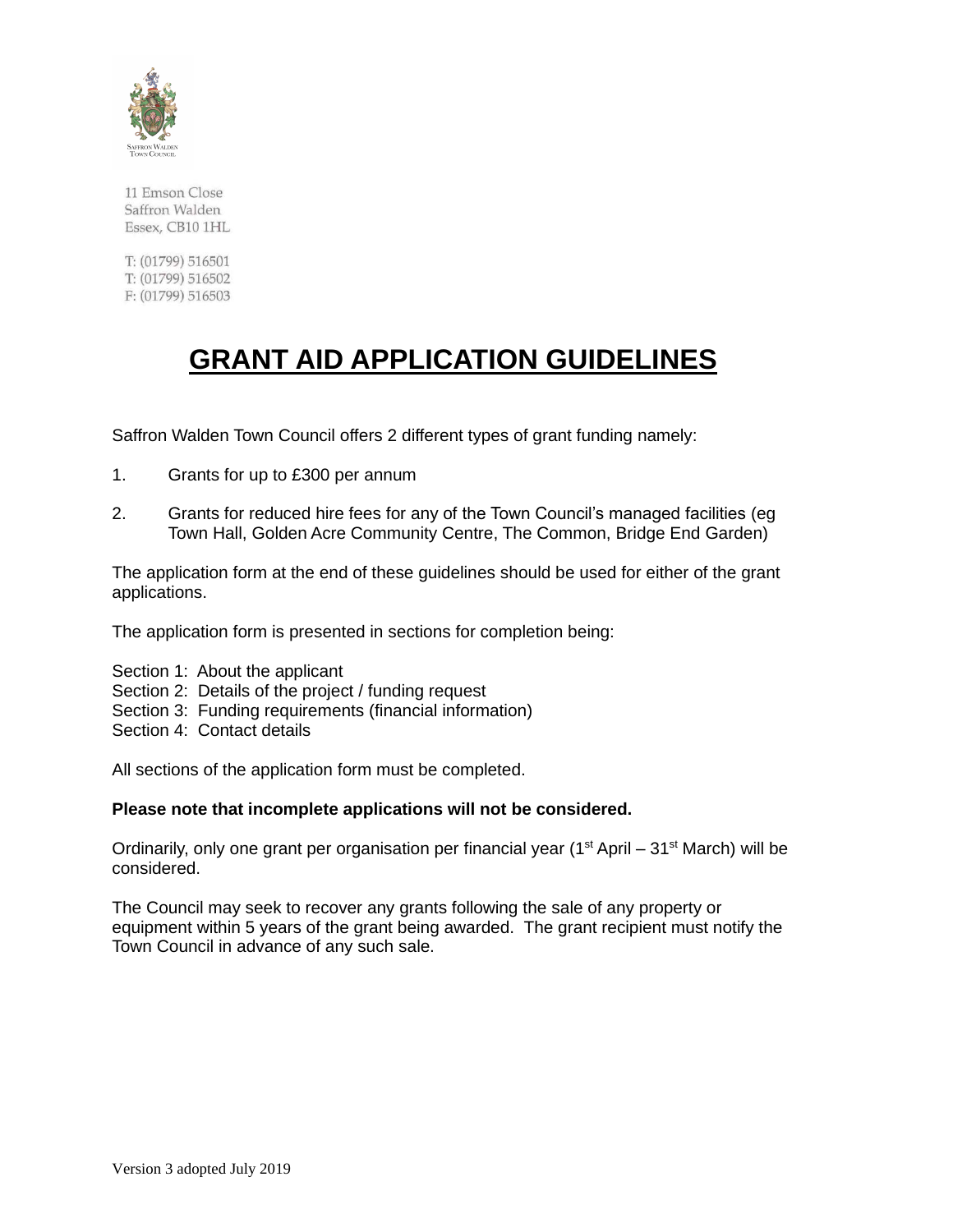11 Emson Close
Saffron Walden
Essex, CB10 1HL

T: (01799) 516501
T: (01799) 516502
F: (01799) 516503

# GRANT AID APPLICATION GUIDELINES

Saffron Walden Town Council offers 2 different types of grant funding namely:

1. Grants for up to £300 per annum

2. Grants for reduced hire fees for any of the Town Council's managed facilities (eg Town Hall, Golden Acre Community Centre, The Common, Bridge End Garden)

The application form at the end of these guidelines should be used for either of the grant applications.

The application form is presented in sections for completion being:

Section 1: About the applicant
Section 2: Details of the project / funding request
Section 3: Funding requirements (financial information)
Section 4: Contact details

All sections of the application form must be completed.

**Please note that incomplete applications will not be considered.**

Ordinarily, only one grant per organisation per financial year (1st April – 31st March) will be considered.

The Council may seek to recover any grants following the sale of any property or equipment within 5 years of the grant being awarded. The grant recipient must notify the Town Council in advance of any such sale.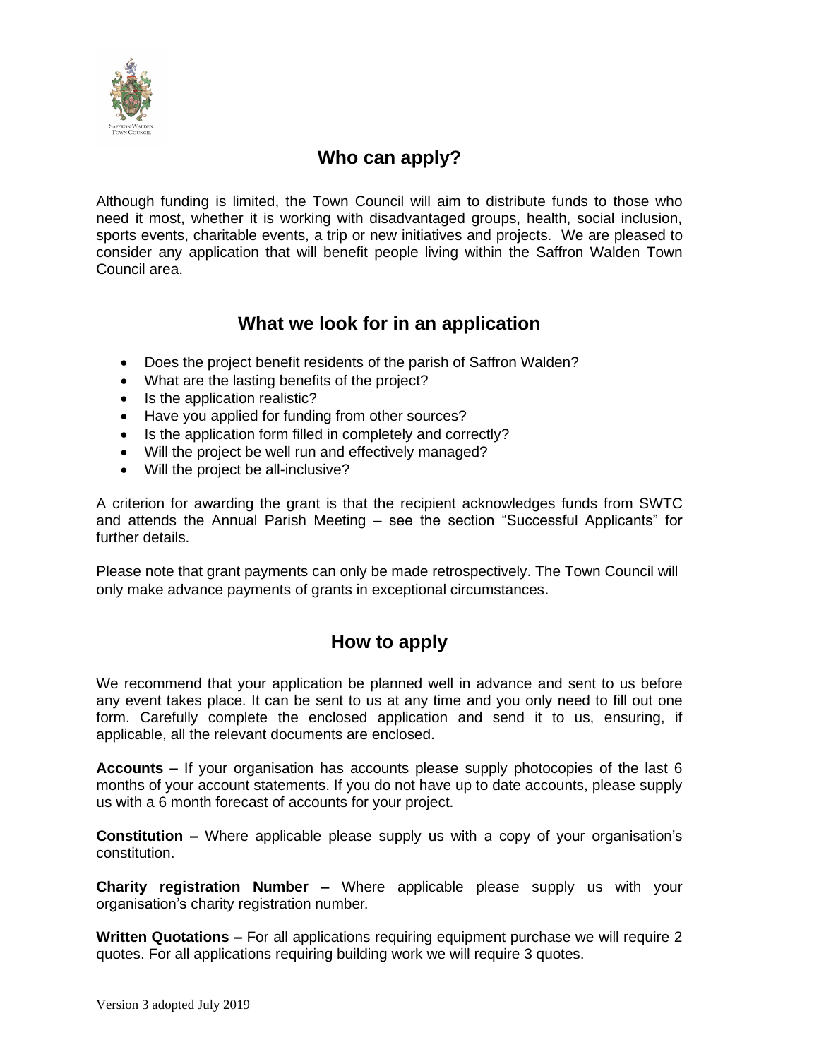## Who can apply?

Although funding is limited, the Town Council will aim to distribute funds to those who need it most, whether it is working with disadvantaged groups, health, social inclusion, sports events, charitable events, a trip or new initiatives and projects. We are pleased to consider any application that will benefit people living within the Saffron Walden Town Council area.

## What we look for in an application

- Does the project benefit residents of the parish of Saffron Walden?
- What are the lasting benefits of the project?
- Is the application realistic?
- Have you applied for funding from other sources?
- Is the application form filled in completely and correctly?
- Will the project be well run and effectively managed?
- Will the project be all-inclusive?

A criterion for awarding the grant is that the recipient acknowledges funds from SWTC and attends the Annual Parish Meeting – see the section "Successful Applicants" for further details.

Please note that grant payments can only be made retrospectively. The Town Council will only make advance payments of grants in exceptional circumstances.

## How to apply

We recommend that your application be planned well in advance and sent to us before any event takes place. It can be sent to us at any time and you only need to fill out one form. Carefully complete the enclosed application and send it to us, ensuring, if applicable, all the relevant documents are enclosed.

**Accounts –** If your organisation has accounts please supply photocopies of the last 6 months of your account statements. If you do not have up to date accounts, please supply us with a 6 month forecast of accounts for your project.

**Constitution –** Where applicable please supply us with a copy of your organisation's constitution.

**Charity registration Number –** Where applicable please supply us with your organisation's charity registration number.

**Written Quotations –** For all applications requiring equipment purchase we will require 2 quotes. For all applications requiring building work we will require 3 quotes.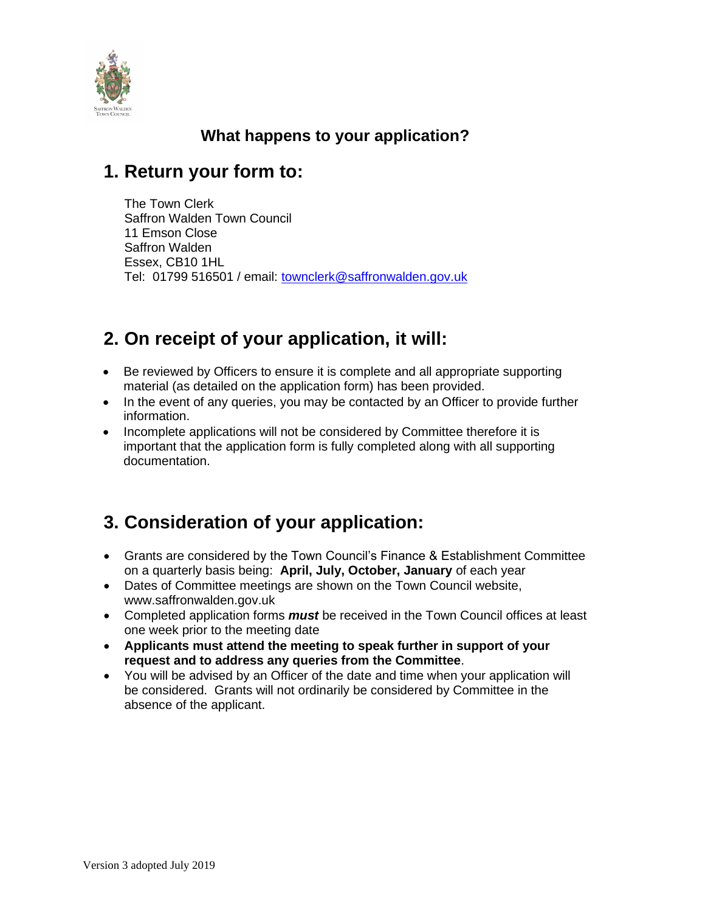# What happens to your application?

## 1. Return your form to:

The Town Clerk
Saffron Walden Town Council
11 Emson Close
Saffron Walden
Essex, CB10 1HL
Tel: 01799 516501 / email: townclerk@saffronwalden.gov.uk

## 2. On receipt of your application, it will:

- Be reviewed by Officers to ensure it is complete and all appropriate supporting material (as detailed on the application form) has been provided.
- In the event of any queries, you may be contacted by an Officer to provide further information.
- Incomplete applications will not be considered by Committee therefore it is important that the application form is fully completed along with all supporting documentation.

## 3. Consideration of your application:

- Grants are considered by the Town Council's Finance & Establishment Committee on a quarterly basis being: **April, July, October, January** of each year
- Dates of Committee meetings are shown on the Town Council website, www.saffronwalden.gov.uk
- Completed application forms ***must*** be received in the Town Council offices at least one week prior to the meeting date
- **Applicants must attend the meeting to speak further in support of your request and to address any queries from the Committee**.
- You will be advised by an Officer of the date and time when your application will be considered. Grants will not ordinarily be considered by Committee in the absence of the applicant.

Version 3 adopted July 2019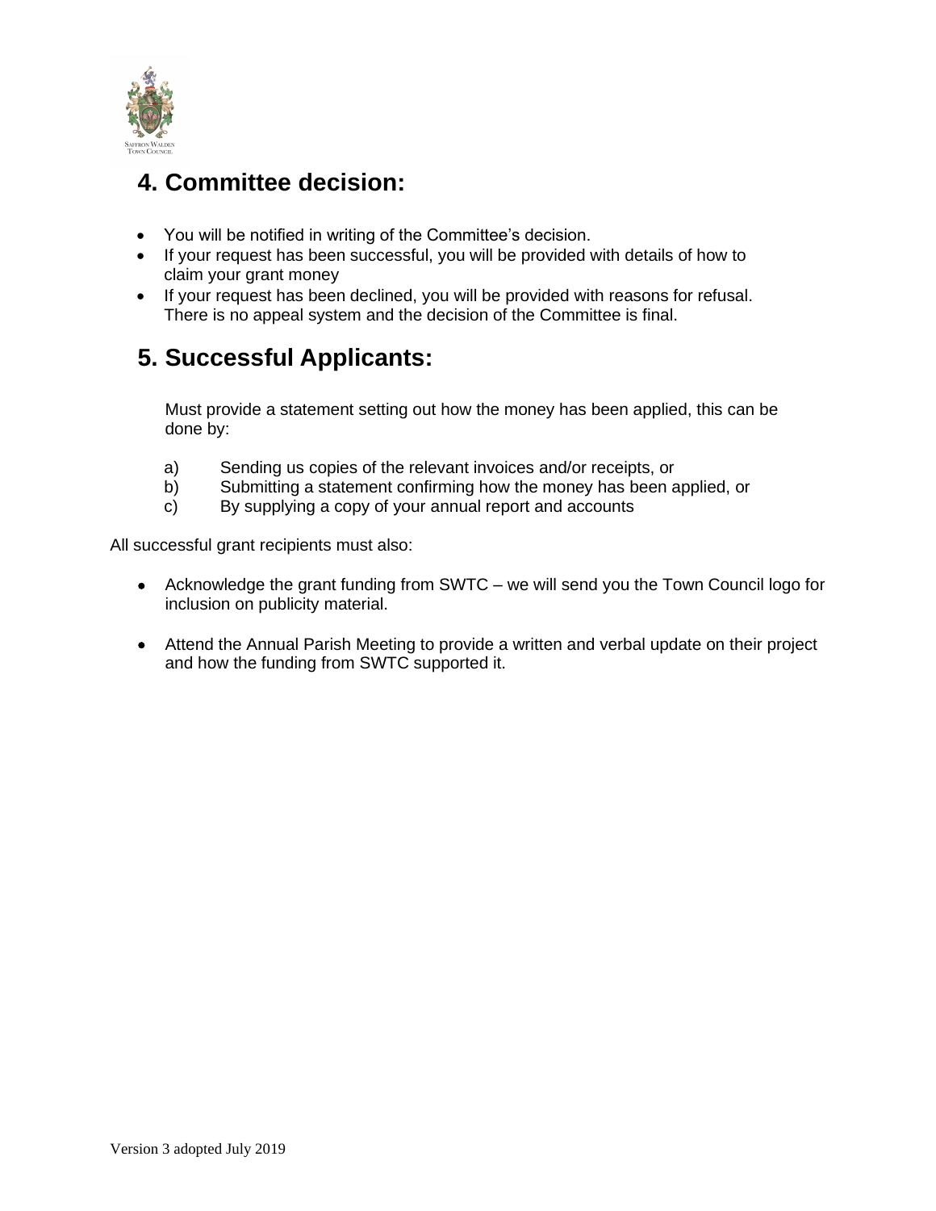## 4. Committee decision:

- You will be notified in writing of the Committee's decision.
- If your request has been successful, you will be provided with details of how to claim your grant money
- If your request has been declined, you will be provided with reasons for refusal. There is no appeal system and the decision of the Committee is final.

## 5. Successful Applicants:

Must provide a statement setting out how the money has been applied, this can be done by:

a) Sending us copies of the relevant invoices and/or receipts, or
b) Submitting a statement confirming how the money has been applied, or
c) By supplying a copy of your annual report and accounts

All successful grant recipients must also:

- Acknowledge the grant funding from SWTC – we will send you the Town Council logo for inclusion on publicity material.
- Attend the Annual Parish Meeting to provide a written and verbal update on their project and how the funding from SWTC supported it.

Version 3 adopted July 2019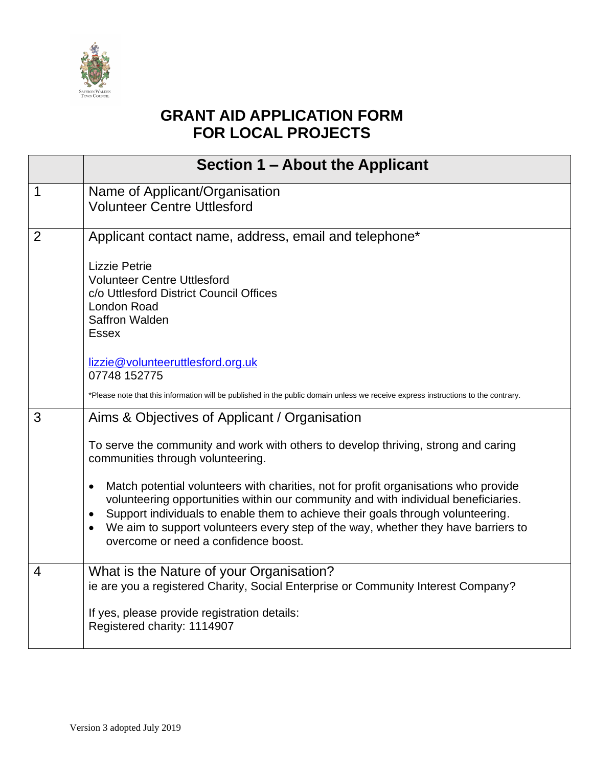# GRANT AID APPLICATION FORM
# FOR LOCAL PROJECTS

| | Section 1 – About the Applicant |
|---|---|
| 1 | Name of Applicant/Organisation<br>Volunteer Centre Uttlesford |
| 2 | Applicant contact name, address, email and telephone*<br><br>Lizzie Petrie<br>Volunteer Centre Uttlesford<br>c/o Uttlesford District Council Offices<br>London Road<br>Saffron Walden<br>Essex<br><br>lizzie@volunteeruttlesford.org.uk<br>07748 152775<br><br>*Please note that this information will be published in the public domain unless we receive express instructions to the contrary. |
| 3 | Aims & Objectives of Applicant / Organisation<br><br>To serve the community and work with others to develop thriving, strong and caring communities through volunteering.<br><br>• Match potential volunteers with charities, not for profit organisations who provide volunteering opportunities within our community and with individual beneficiaries.<br>• Support individuals to enable them to achieve their goals through volunteering.<br>• We aim to support volunteers every step of the way, whether they have barriers to overcome or need a confidence boost. |
| 4 | What is the Nature of your Organisation?<br>ie are you a registered Charity, Social Enterprise or Community Interest Company?<br><br>If yes, please provide registration details:<br>Registered charity: 1114907 |

Version 3 adopted July 2019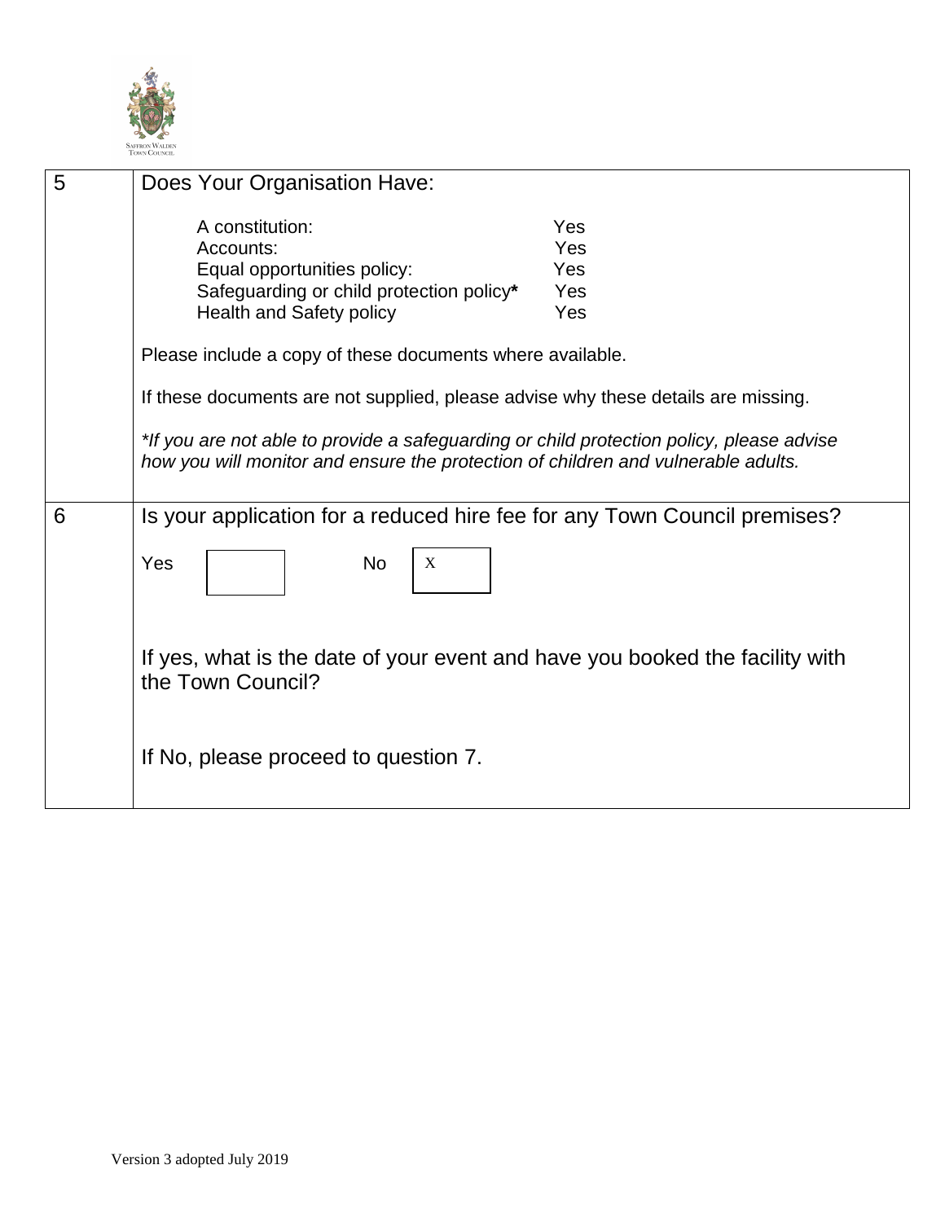| 5 | Does Your Organisation Have:<br><br>A constitution: Yes<br>Accounts: Yes<br>Equal opportunities policy: Yes<br>Safeguarding or child protection policy**\*** Yes<br>Health and Safety policy Yes<br><br>Please include a copy of these documents where available.<br><br>If these documents are not supplied, please advise why these details are missing.<br><br>*\*If you are not able to provide a safeguarding or child protection policy, please advise how you will monitor and ensure the protection of children and vulnerable adults.* |
|---|---|
| 6 | Is your application for a reduced hire fee for any Town Council premises?<br><br>Yes [ ] No [X]<br><br>If yes, what is the date of your event and have you booked the facility with the Town Council?<br><br>If No, please proceed to question 7. |

Version 3 adopted July 2019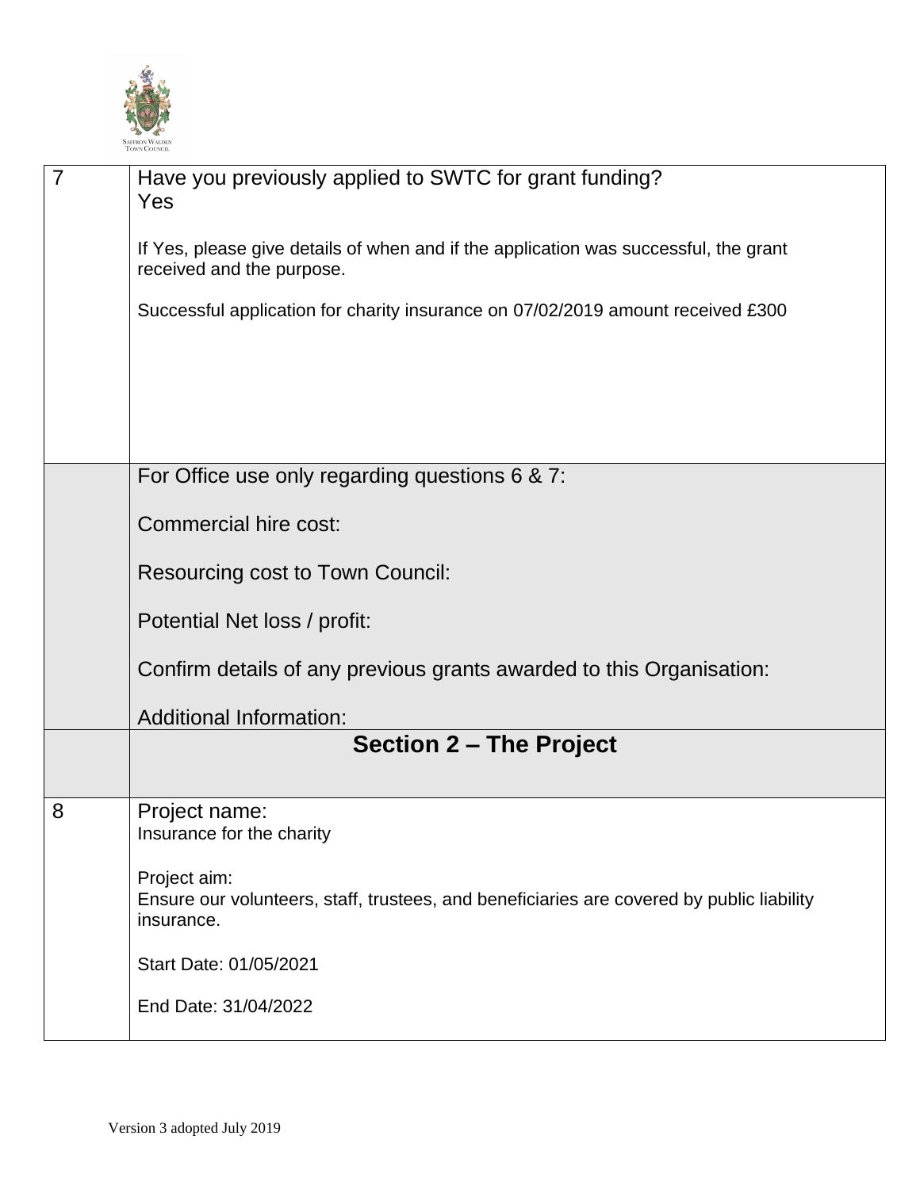| | |
|---|---|
| 7 | Have you previously applied to SWTC for grant funding?<br>Yes<br><br>If Yes, please give details of when and if the application was successful, the grant received and the purpose.<br><br>Successful application for charity insurance on 07/02/2019 amount received £300 |
| | For Office use only regarding questions 6 & 7:<br><br>Commercial hire cost:<br><br>Resourcing cost to Town Council:<br><br>Potential Net loss / profit:<br><br>Confirm details of any previous grants awarded to this Organisation:<br><br>Additional Information: |
| | **Section 2 – The Project** |
| 8 | Project name:<br>Insurance for the charity<br><br>Project aim:<br>Ensure our volunteers, staff, trustees, and beneficiaries are covered by public liability insurance.<br><br>Start Date: 01/05/2021<br><br>End Date: 31/04/2022 |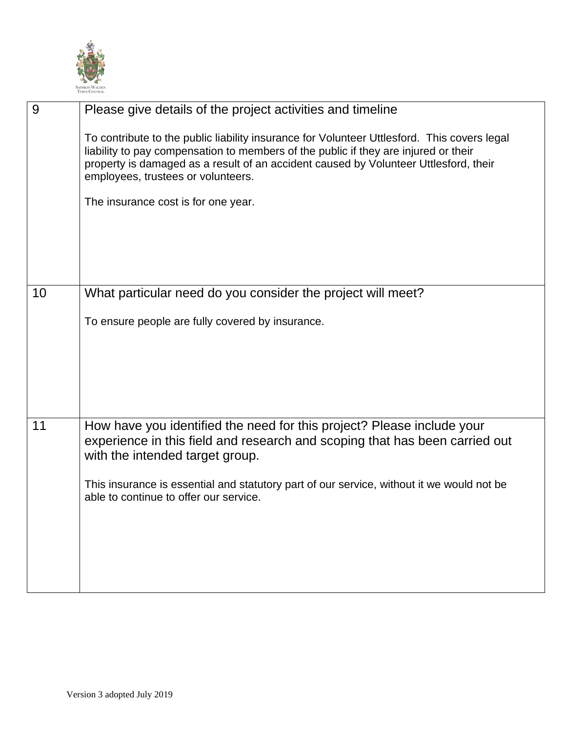| 9 | Please give details of the project activities and timeline<br><br>To contribute to the public liability insurance for Volunteer Uttlesford. This covers legal liability to pay compensation to members of the public if they are injured or their property is damaged as a result of an accident caused by Volunteer Uttlesford, their employees, trustees or volunteers.<br><br>The insurance cost is for one year. |
|---|---|
| 10 | What particular need do you consider the project will meet?<br><br>To ensure people are fully covered by insurance. |
| 11 | How have you identified the need for this project? Please include your experience in this field and research and scoping that has been carried out with the intended target group.<br><br>This insurance is essential and statutory part of our service, without it we would not be able to continue to offer our service. |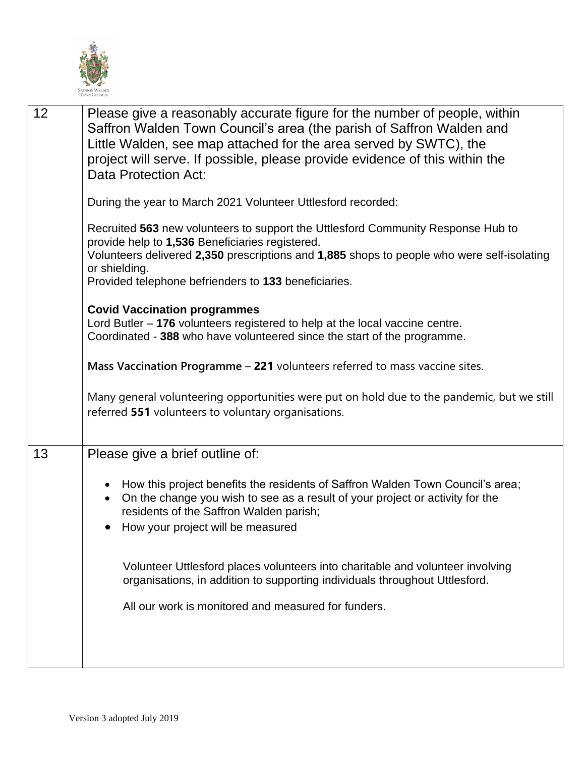| | |
|---|---|
| 12 | Please give a reasonably accurate figure for the number of people, within Saffron Walden Town Council's area (the parish of Saffron Walden and Little Walden, see map attached for the area served by SWTC), the project will serve. If possible, please provide evidence of this within the Data Protection Act:<br><br>During the year to March 2021 Volunteer Uttlesford recorded:<br><br>Recruited **563** new volunteers to support the Uttlesford Community Response Hub to provide help to **1,536** Beneficiaries registered.<br>Volunteers delivered **2,350** prescriptions and **1,885** shops to people who were self-isolating or shielding.<br>Provided telephone befrienders to **133** beneficiaries.<br><br>**Covid Vaccination programmes**<br>Lord Butler – **176** volunteers registered to help at the local vaccine centre.<br>Coordinated - **388** who have volunteered since the start of the programme.<br><br>**Mass Vaccination Programme** – **221** volunteers referred to mass vaccine sites.<br><br>Many general volunteering opportunities were put on hold due to the pandemic, but we still referred **551** volunteers to voluntary organisations. |
| 13 | Please give a brief outline of:<br><br>• How this project benefits the residents of Saffron Walden Town Council's area;<br>• On the change you wish to see as a result of your project or activity for the residents of the Saffron Walden parish;<br>• How your project will be measured<br><br>Volunteer Uttlesford places volunteers into charitable and volunteer involving organisations, in addition to supporting individuals throughout Uttlesford.<br><br>All our work is monitored and measured for funders. |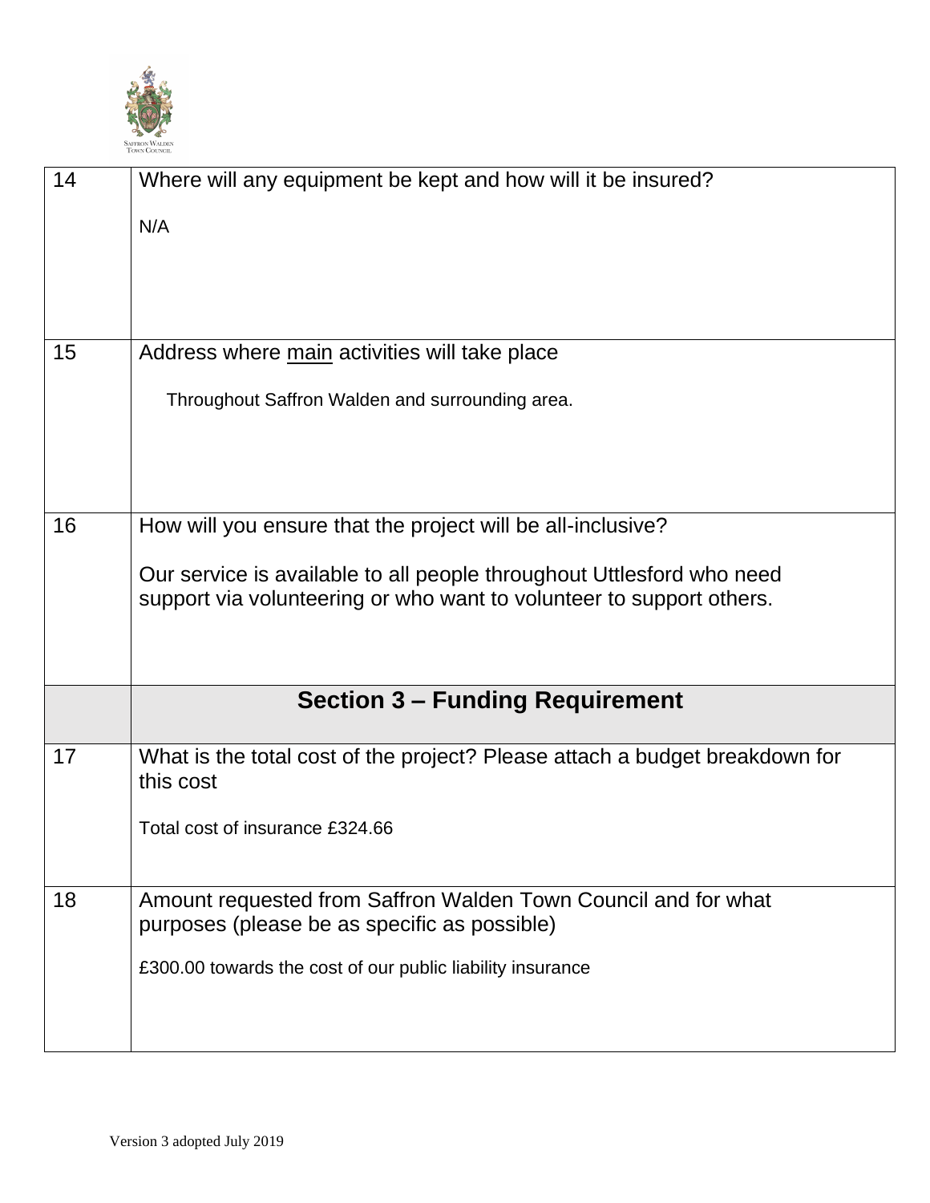| 14 | Where will any equipment be kept and how will it be insured?<br><br>N/A |
|---|---|
| 15 | Address where main activities will take place<br><br>Throughout Saffron Walden and surrounding area. |
| 16 | How will you ensure that the project will be all-inclusive?<br><br>Our service is available to all people throughout Uttlesford who need support via volunteering or who want to volunteer to support others. |
| | **Section 3 – Funding Requirement** |
| 17 | What is the total cost of the project? Please attach a budget breakdown for this cost<br><br>Total cost of insurance £324.66 |
| 18 | Amount requested from Saffron Walden Town Council and for what purposes (please be as specific as possible)<br><br>£300.00 towards the cost of our public liability insurance |

Version 3 adopted July 2019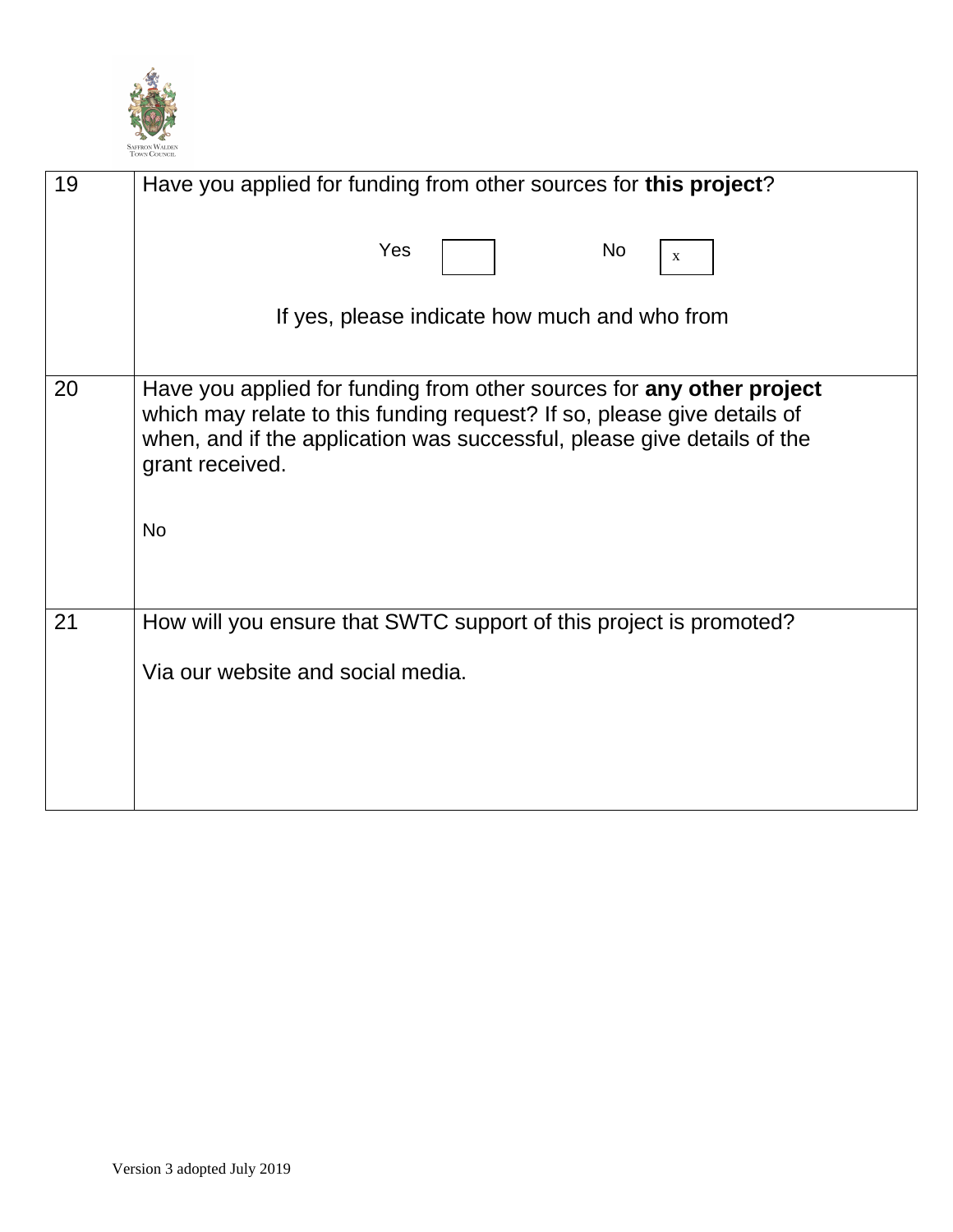| | |
|---|---|
| 19 | Have you applied for funding from other sources for **this project**?<br><br>Yes [ ] No [x]<br><br>If yes, please indicate how much and who from |
| 20 | Have you applied for funding from other sources for **any other project** which may relate to this funding request? If so, please give details of when, and if the application was successful, please give details of the grant received.<br><br>No |
| 21 | How will you ensure that SWTC support of this project is promoted?<br><br>Via our website and social media. |

Version 3 adopted July 2019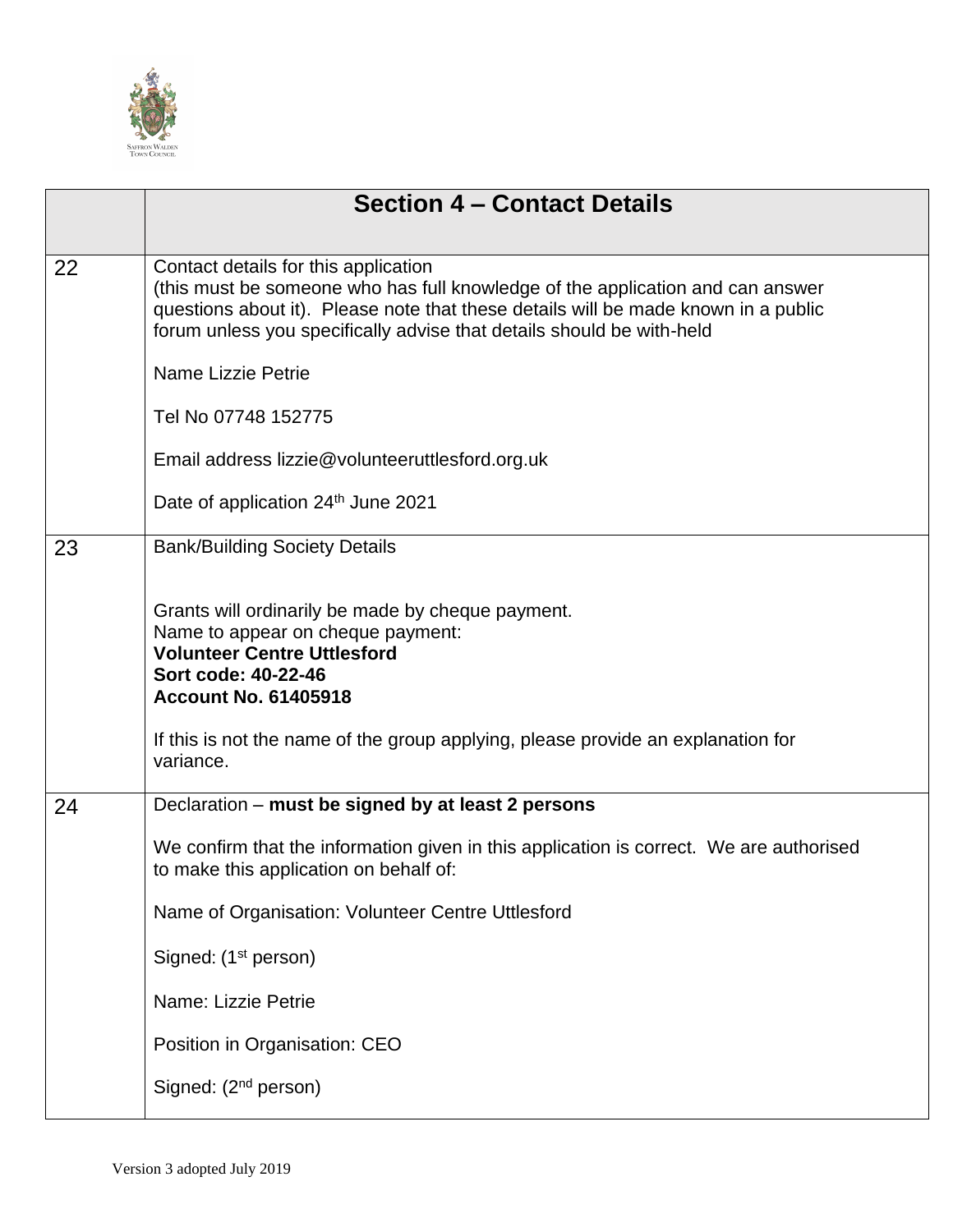| | Section 4 – Contact Details |
|---|---|
| 22 | Contact details for this application<br>(this must be someone who has full knowledge of the application and can answer questions about it). Please note that these details will be made known in a public forum unless you specifically advise that details should be with-held<br><br>Name Lizzie Petrie<br><br>Tel No 07748 152775<br><br>Email address lizzie@volunteeruttlesford.org.uk<br><br>Date of application 24th June 2021 |
| 23 | Bank/Building Society Details<br><br>Grants will ordinarily be made by cheque payment.<br>Name to appear on cheque payment:<br>**Volunteer Centre Uttlesford**<br>**Sort code: 40-22-46**<br>**Account No. 61405918**<br><br>If this is not the name of the group applying, please provide an explanation for variance. |
| 24 | Declaration – **must be signed by at least 2 persons**<br><br>We confirm that the information given in this application is correct. We are authorised to make this application on behalf of:<br><br>Name of Organisation: Volunteer Centre Uttlesford<br><br>Signed: (1st person)<br><br>Name: Lizzie Petrie<br><br>Position in Organisation: CEO<br><br>Signed: (2nd person) |

Version 3 adopted July 2019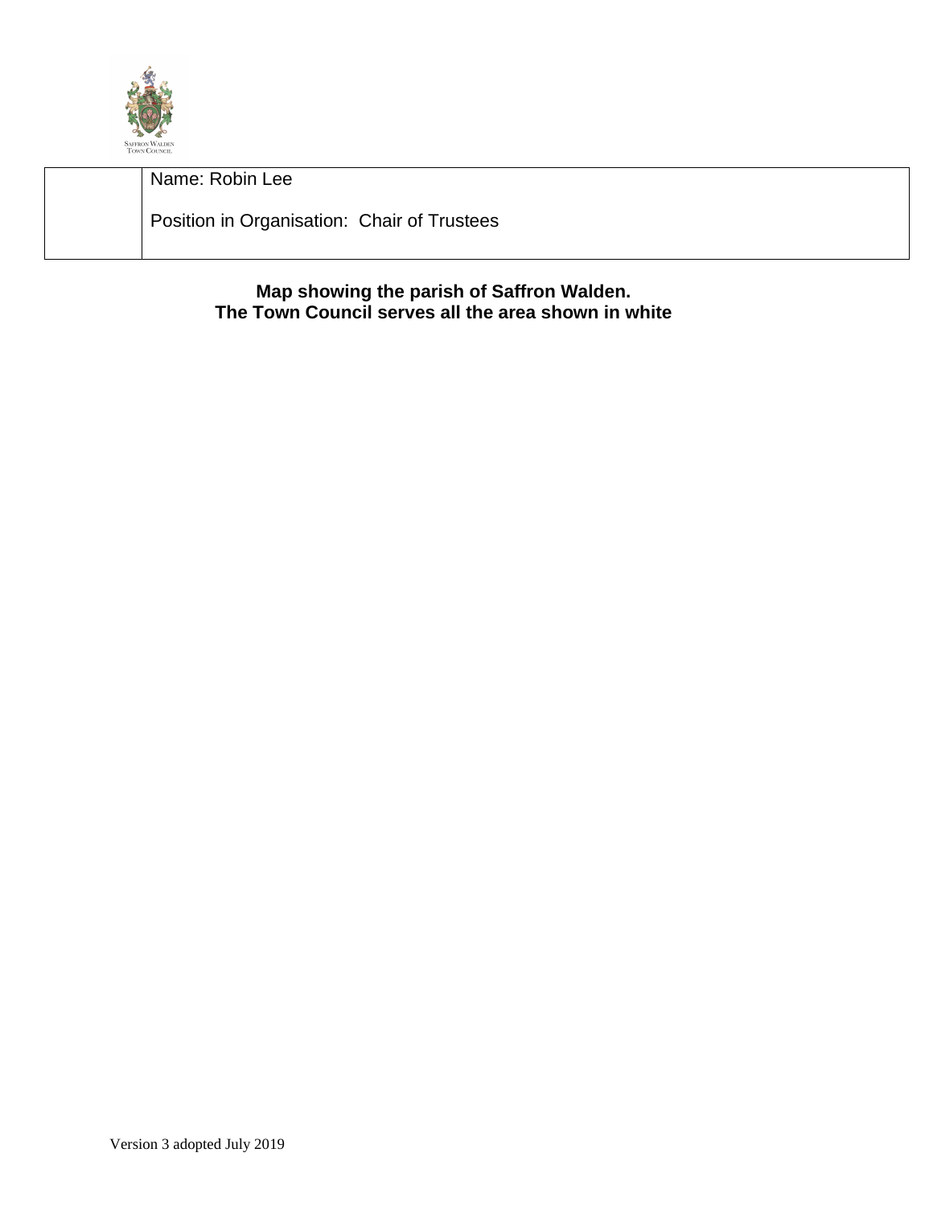| | Name: Robin Lee<br><br>Position in Organisation: Chair of Trustees |
|---|---|

**Map showing the parish of Saffron Walden.**
**The Town Council serves all the area shown in white**

Version 3 adopted July 2019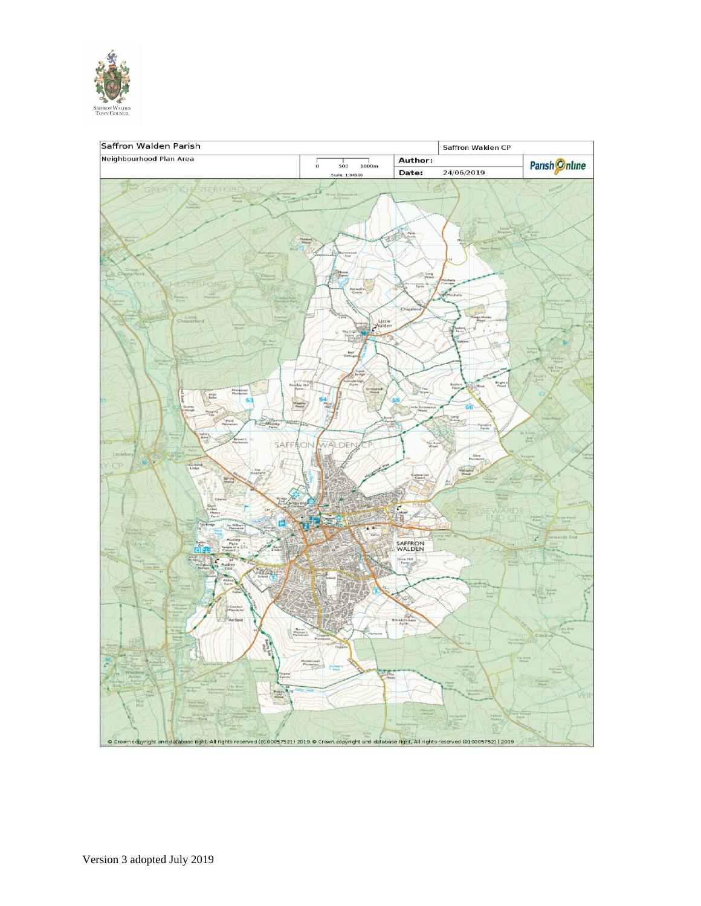| Saffron Walden Parish | | Saffron Walden CP | |
| --- | --- | --- | --- |
| Neighbourhood Plan Area | 0 500 1000m Scale: 1:34500 | Author: | Parish Online |
| | | Date: 24/06/2019 | |

© Crown copyright and database right. All rights reserved (0100057521) 2019, © Crown copyright and database right. All rights reserved (0100057521) 2019

Version 3 adopted July 2019